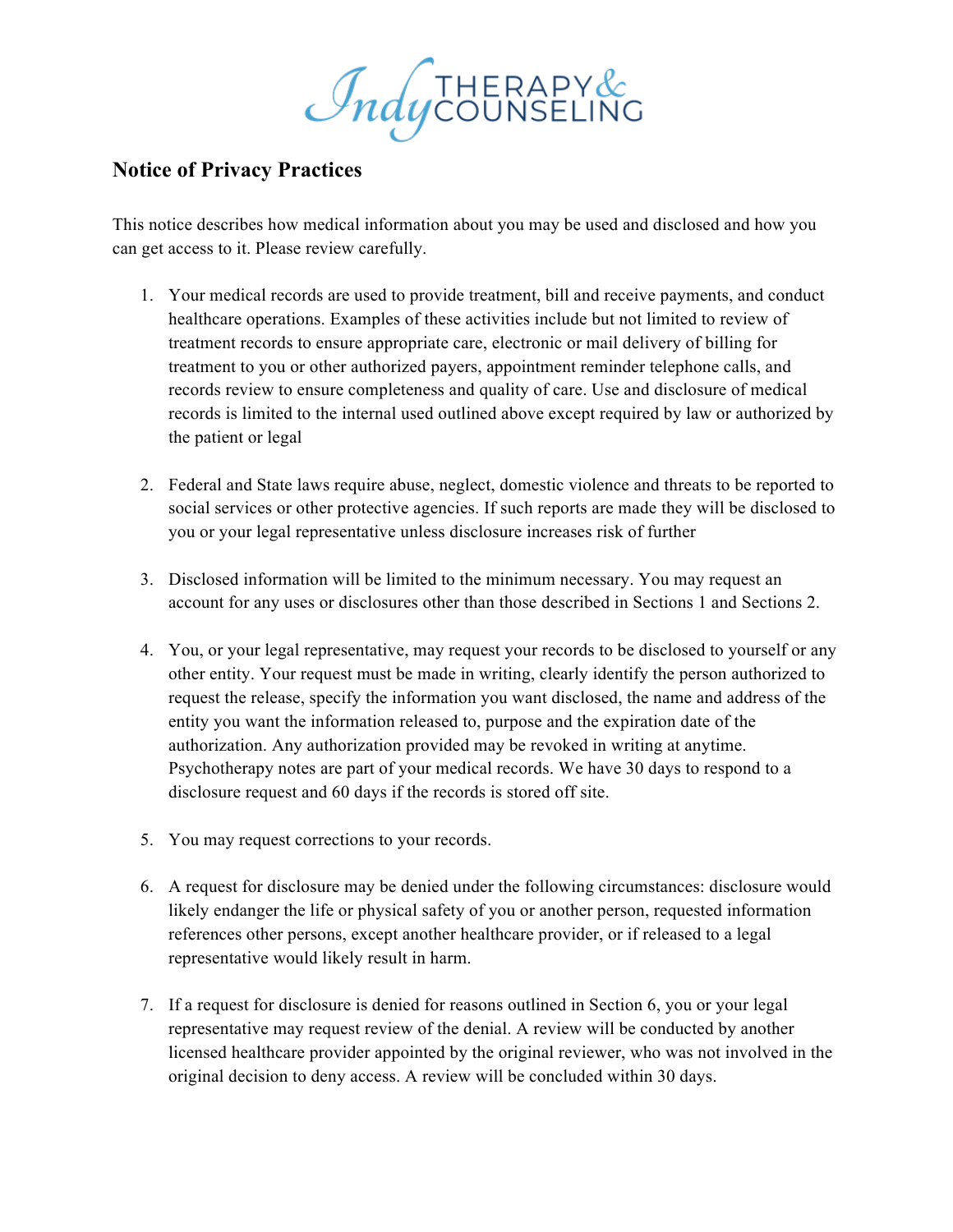Indy THERAPY & COUNSELING

## Notice of Privacy Practices

This notice describes how medical information about you may be used and disclosed and how you can get access to it. Please review carefully.

1. Your medical records are used to provide treatment, bill and receive payments, and conduct healthcare operations. Examples of these activities include but not limited to review of treatment records to ensure appropriate care, electronic or mail delivery of billing for treatment to you or other authorized payers, appointment reminder telephone calls, and records review to ensure completeness and quality of care. Use and disclosure of medical records is limited to the internal used outlined above except required by law or authorized by the patient or legal

2. Federal and State laws require abuse, neglect, domestic violence and threats to be reported to social services or other protective agencies. If such reports are made they will be disclosed to you or your legal representative unless disclosure increases risk of further

3. Disclosed information will be limited to the minimum necessary. You may request an account for any uses or disclosures other than those described in Sections 1 and Sections 2.

4. You, or your legal representative, may request your records to be disclosed to yourself or any other entity. Your request must be made in writing, clearly identify the person authorized to request the release, specify the information you want disclosed, the name and address of the entity you want the information released to, purpose and the expiration date of the authorization. Any authorization provided may be revoked in writing at anytime. Psychotherapy notes are part of your medical records. We have 30 days to respond to a disclosure request and 60 days if the records is stored off site.

5. You may request corrections to your records.

6. A request for disclosure may be denied under the following circumstances: disclosure would likely endanger the life or physical safety of you or another person, requested information references other persons, except another healthcare provider, or if released to a legal representative would likely result in harm.

7. If a request for disclosure is denied for reasons outlined in Section 6, you or your legal representative may request review of the denial. A review will be conducted by another licensed healthcare provider appointed by the original reviewer, who was not involved in the original decision to deny access. A review will be concluded within 30 days.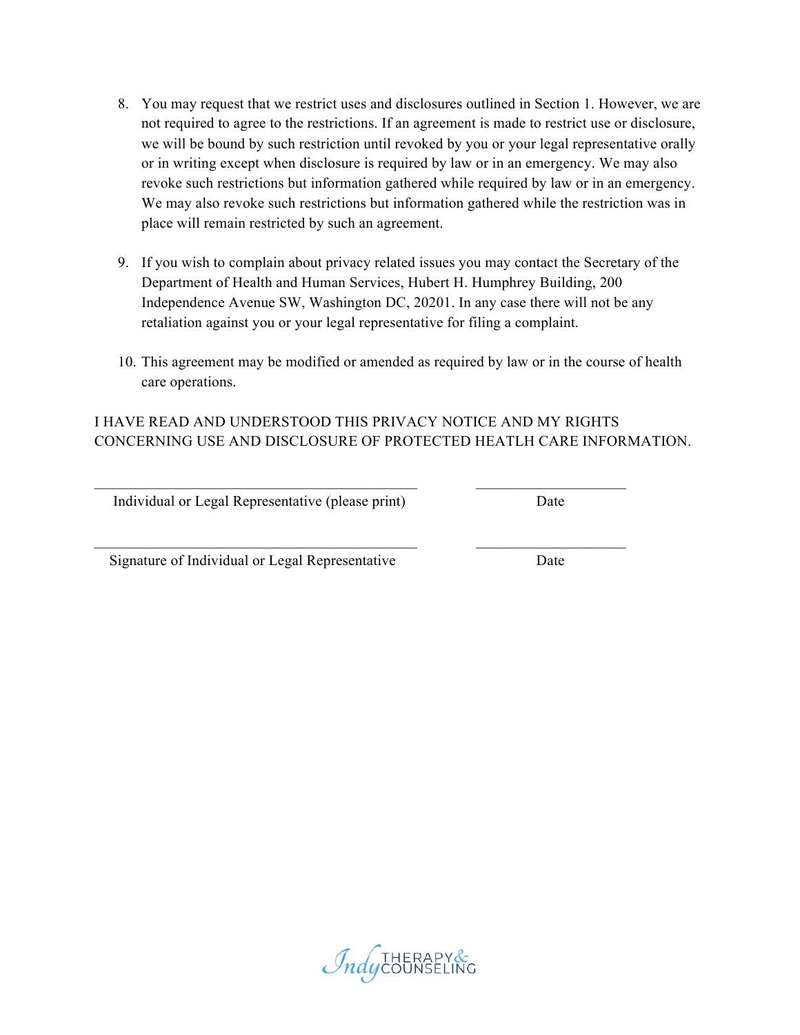8. You may request that we restrict uses and disclosures outlined in Section 1. However, we are not required to agree to the restrictions. If an agreement is made to restrict use or disclosure, we will be bound by such restriction until revoked by you or your legal representative orally or in writing except when disclosure is required by law or in an emergency. We may also revoke such restrictions but information gathered while required by law or in an emergency. We may also revoke such restrictions but information gathered while the restriction was in place will remain restricted by such an agreement.

9. If you wish to complain about privacy related issues you may contact the Secretary of the Department of Health and Human Services, Hubert H. Humphrey Building, 200 Independence Avenue SW, Washington DC, 20201. In any case there will not be any retaliation against you or your legal representative for filing a complaint.

10. This agreement may be modified or amended as required by law or in the course of health care operations.

I HAVE READ AND UNDERSTOOD THIS PRIVACY NOTICE AND MY RIGHTS CONCERNING USE AND DISCLOSURE OF PROTECTED HEATLH CARE INFORMATION.

\_\_\_\_\_\_\_\_\_\_\_\_\_\_\_\_\_\_\_\_\_\_\_\_\_\_\_\_\_\_\_\_\_\_\_\_\_\_\_\_ \_\_\_\_\_\_\_\_\_\_\_\_\_\_\_\_\_\_\_\_

Individual or Legal Representative (please print) Date

\_\_\_\_\_\_\_\_\_\_\_\_\_\_\_\_\_\_\_\_\_\_\_\_\_\_\_\_\_\_\_\_\_\_\_\_\_\_\_\_ \_\_\_\_\_\_\_\_\_\_\_\_\_\_\_\_\_\_\_\_

Signature of Individual or Legal Representative Date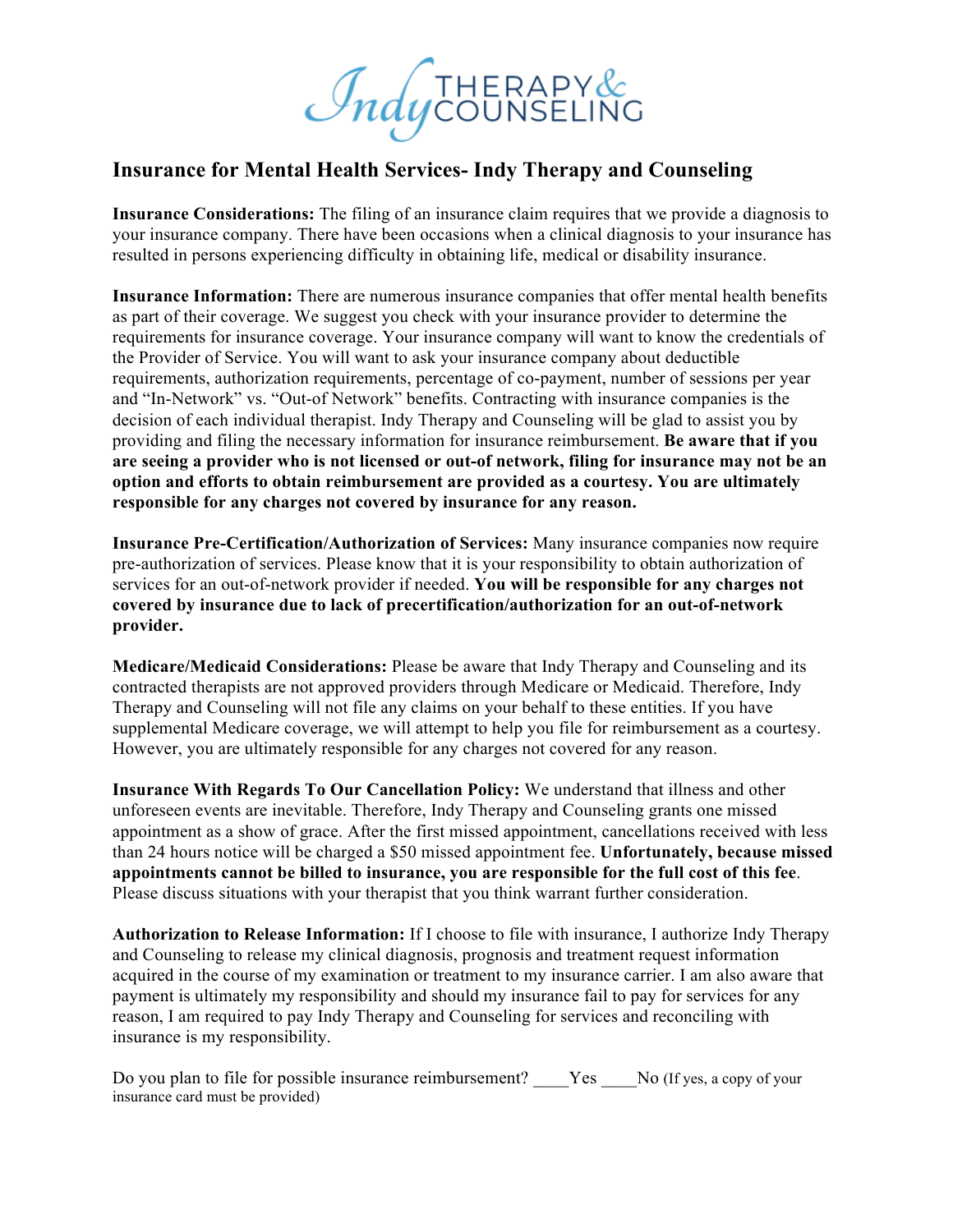# Insurance for Mental Health Services- Indy Therapy and Counseling

**Insurance Considerations:** The filing of an insurance claim requires that we provide a diagnosis to your insurance company. There have been occasions when a clinical diagnosis to your insurance has resulted in persons experiencing difficulty in obtaining life, medical or disability insurance.

**Insurance Information:** There are numerous insurance companies that offer mental health benefits as part of their coverage. We suggest you check with your insurance provider to determine the requirements for insurance coverage. Your insurance company will want to know the credentials of the Provider of Service. You will want to ask your insurance company about deductible requirements, authorization requirements, percentage of co-payment, number of sessions per year and "In-Network" vs. "Out-of Network" benefits. Contracting with insurance companies is the decision of each individual therapist. Indy Therapy and Counseling will be glad to assist you by providing and filing the necessary information for insurance reimbursement. **Be aware that if you are seeing a provider who is not licensed or out-of network, filing for insurance may not be an option and efforts to obtain reimbursement are provided as a courtesy. You are ultimately responsible for any charges not covered by insurance for any reason.**

**Insurance Pre-Certification/Authorization of Services:** Many insurance companies now require pre-authorization of services. Please know that it is your responsibility to obtain authorization of services for an out-of-network provider if needed. **You will be responsible for any charges not covered by insurance due to lack of precertification/authorization for an out-of-network provider.**

**Medicare/Medicaid Considerations:** Please be aware that Indy Therapy and Counseling and its contracted therapists are not approved providers through Medicare or Medicaid. Therefore, Indy Therapy and Counseling will not file any claims on your behalf to these entities. If you have supplemental Medicare coverage, we will attempt to help you file for reimbursement as a courtesy. However, you are ultimately responsible for any charges not covered for any reason.

**Insurance With Regards To Our Cancellation Policy:** We understand that illness and other unforeseen events are inevitable. Therefore, Indy Therapy and Counseling grants one missed appointment as a show of grace. After the first missed appointment, cancellations received with less than 24 hours notice will be charged a $50 missed appointment fee. **Unfortunately, because missed appointments cannot be billed to insurance, you are responsible for the full cost of this fee**. Please discuss situations with your therapist that you think warrant further consideration.

**Authorization to Release Information:** If I choose to file with insurance, I authorize Indy Therapy and Counseling to release my clinical diagnosis, prognosis and treatment request information acquired in the course of my examination or treatment to my insurance carrier. I am also aware that payment is ultimately my responsibility and should my insurance fail to pay for services for any reason, I am required to pay Indy Therapy and Counseling for services and reconciling with insurance is my responsibility.

Do you plan to file for possible insurance reimbursement? ____Yes ____No (If yes, a copy of your insurance card must be provided)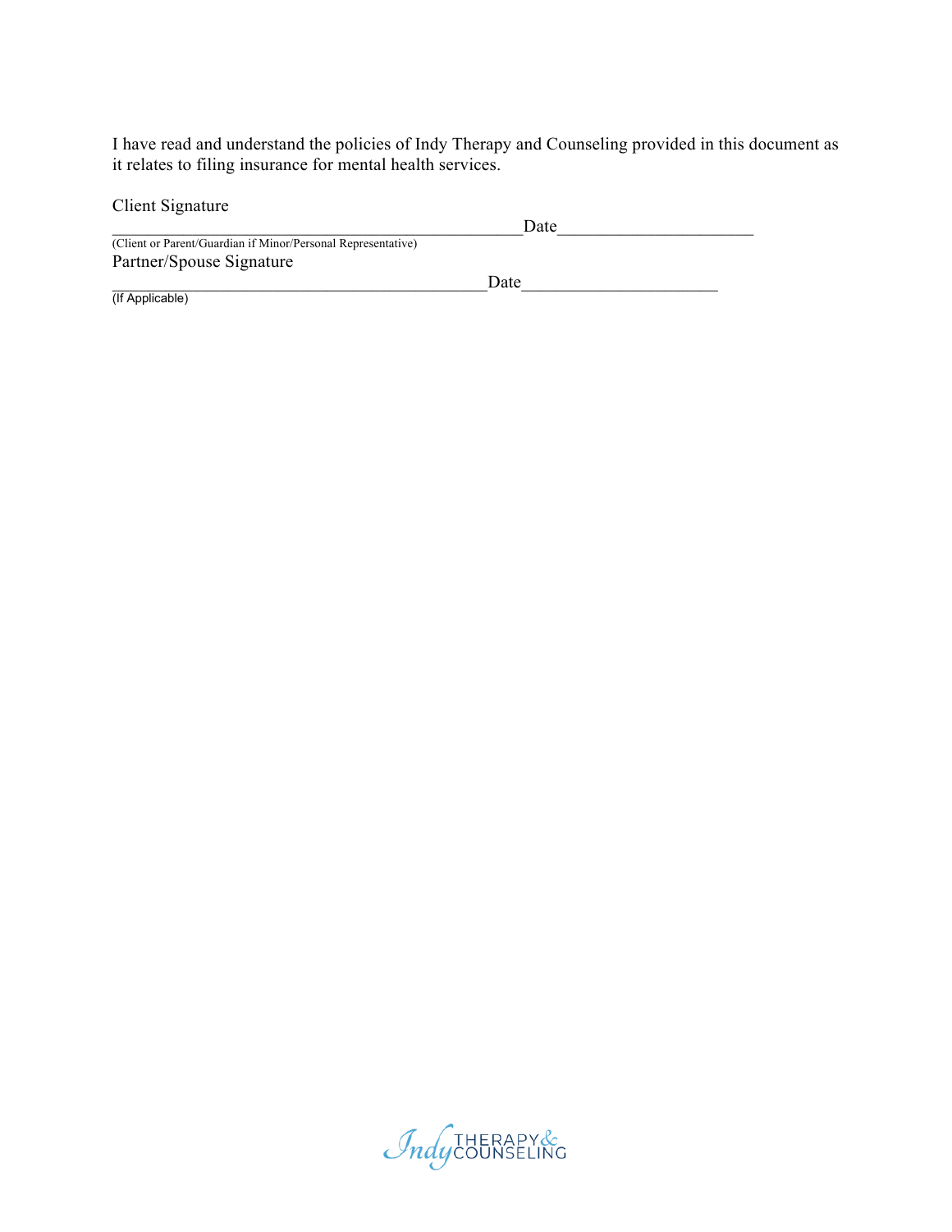I have read and understand the policies of Indy Therapy and Counseling provided in this document as it relates to filing insurance for mental health services.

Client Signature

______________________________________________ Date______________________

(Client or Parent/Guardian if Minor/Personal Representative)

Partner/Spouse Signature

__________________________________________ Date______________________

(If Applicable)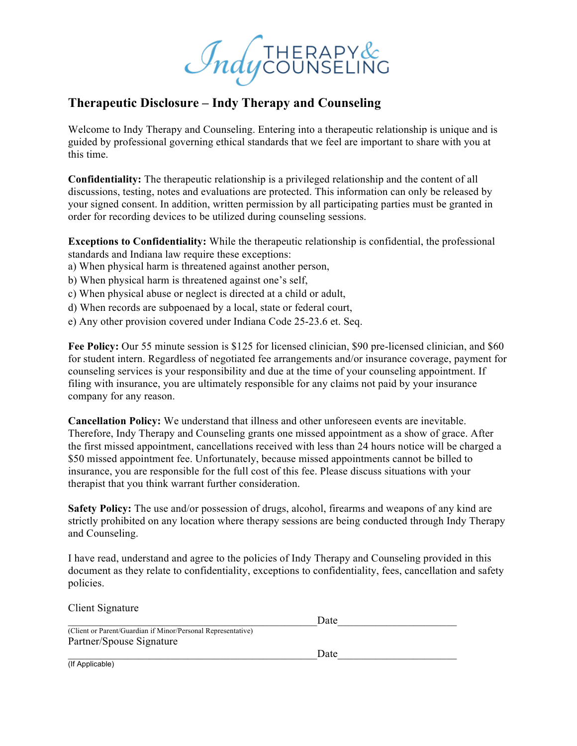Indy THERAPY & COUNSELING

## Therapeutic Disclosure – Indy Therapy and Counseling

Welcome to Indy Therapy and Counseling. Entering into a therapeutic relationship is unique and is guided by professional governing ethical standards that we feel are important to share with you at this time.

**Confidentiality:** The therapeutic relationship is a privileged relationship and the content of all discussions, testing, notes and evaluations are protected. This information can only be released by your signed consent. In addition, written permission by all participating parties must be granted in order for recording devices to be utilized during counseling sessions.

**Exceptions to Confidentiality:** While the therapeutic relationship is confidential, the professional standards and Indiana law require these exceptions:
a) When physical harm is threatened against another person,
b) When physical harm is threatened against one's self,
c) When physical abuse or neglect is directed at a child or adult,
d) When records are subpoenaed by a local, state or federal court,
e) Any other provision covered under Indiana Code 25-23.6 et. Seq.

**Fee Policy:** Our 55 minute session is $125 for licensed clinician, $90 pre-licensed clinician, and $60 for student intern. Regardless of negotiated fee arrangements and/or insurance coverage, payment for counseling services is your responsibility and due at the time of your counseling appointment. If filing with insurance, you are ultimately responsible for any claims not paid by your insurance company for any reason.

**Cancellation Policy:** We understand that illness and other unforeseen events are inevitable. Therefore, Indy Therapy and Counseling grants one missed appointment as a show of grace. After the first missed appointment, cancellations received with less than 24 hours notice will be charged a $50 missed appointment fee. Unfortunately, because missed appointments cannot be billed to insurance, you are responsible for the full cost of this fee. Please discuss situations with your therapist that you think warrant further consideration.

**Safety Policy:** The use and/or possession of drugs, alcohol, firearms and weapons of any kind are strictly prohibited on any location where therapy sessions are being conducted through Indy Therapy and Counseling.

I have read, understand and agree to the policies of Indy Therapy and Counseling provided in this document as they relate to confidentiality, exceptions to confidentiality, fees, cancellation and safety policies.

Client Signature

_____________________________________________ Date____________________

(Client or Parent/Guardian if Minor/Personal Representative)

Partner/Spouse Signature

_____________________________________________ Date____________________

(If Applicable)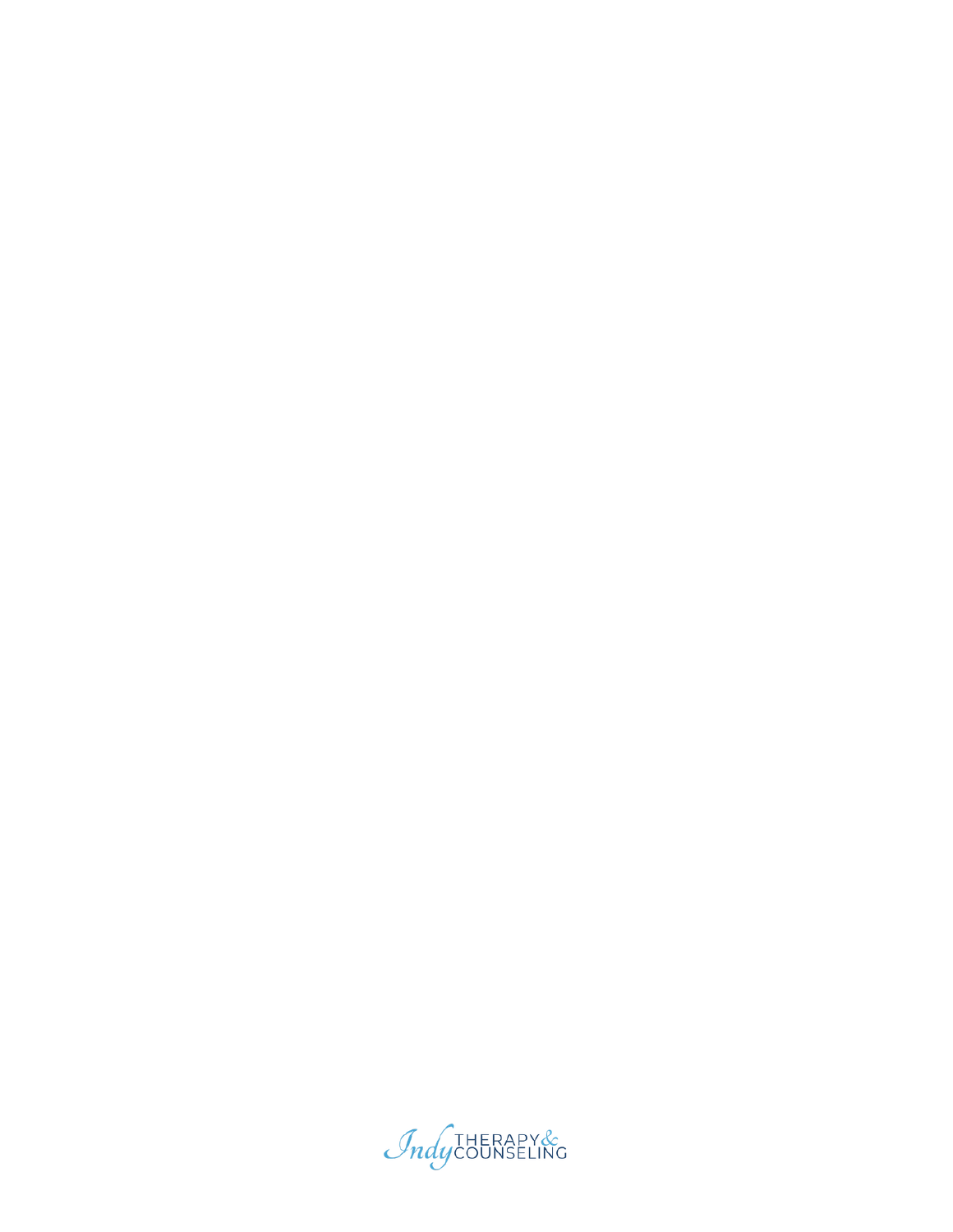Indy THERAPY & COUNSELING